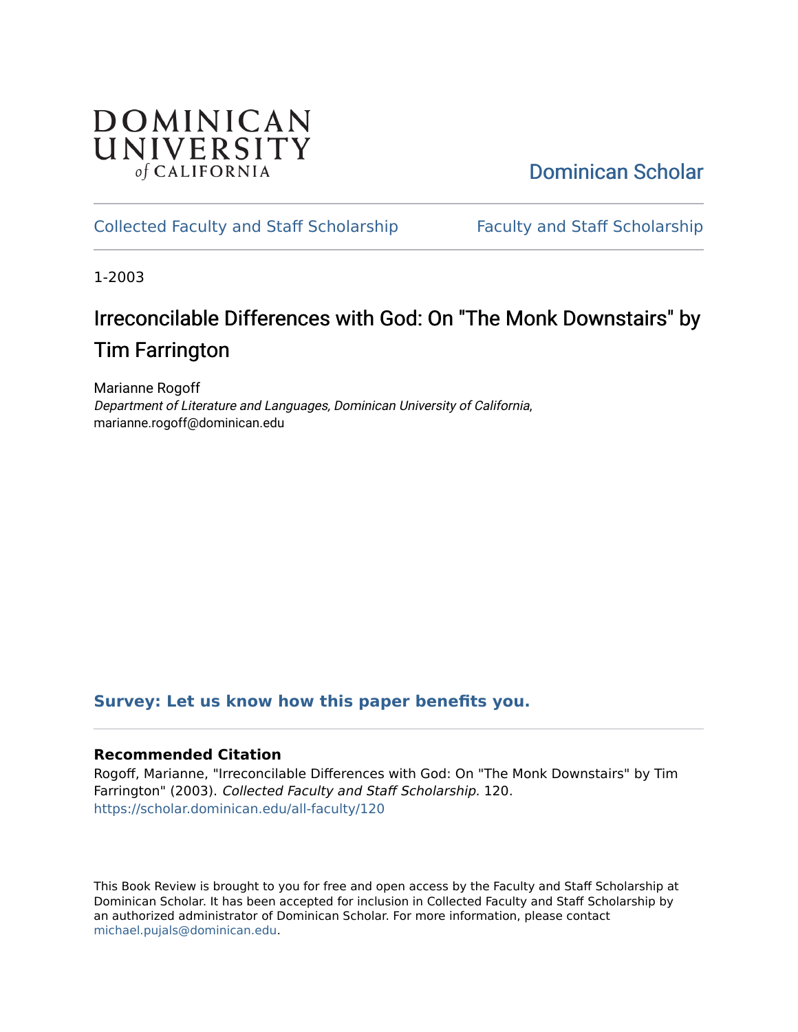DOMINICAN UNIVERSITY *of* CALIFORNIA

Dominican Scholar

Collected Faculty and Staff Scholarship | Faculty and Staff Scholarship

1-2003

# Irreconcilable Differences with God: On "The Monk Downstairs" by Tim Farrington

Marianne Rogoff
*Department of Literature and Languages, Dominican University of California*, marianne.rogoff@dominican.edu

**Survey: Let us know how this paper benefits you.**

### Recommended Citation

Rogoff, Marianne, "Irreconcilable Differences with God: On "The Monk Downstairs" by Tim Farrington" (2003). *Collected Faculty and Staff Scholarship*. 120.
https://scholar.dominican.edu/all-faculty/120

This Book Review is brought to you for free and open access by the Faculty and Staff Scholarship at Dominican Scholar. It has been accepted for inclusion in Collected Faculty and Staff Scholarship by an authorized administrator of Dominican Scholar. For more information, please contact michael.pujals@dominican.edu.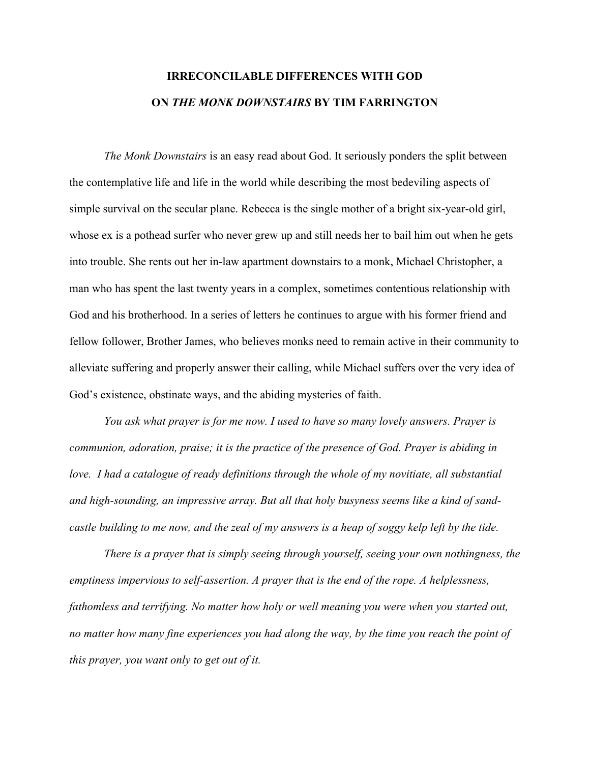# IRRECONCILABLE DIFFERENCES WITH GOD

## ON *THE MONK DOWNSTAIRS* BY TIM FARRINGTON

*The Monk Downstairs* is an easy read about God. It seriously ponders the split between the contemplative life and life in the world while describing the most bedeviling aspects of simple survival on the secular plane. Rebecca is the single mother of a bright six-year-old girl, whose ex is a pothead surfer who never grew up and still needs her to bail him out when he gets into trouble. She rents out her in-law apartment downstairs to a monk, Michael Christopher, a man who has spent the last twenty years in a complex, sometimes contentious relationship with God and his brotherhood. In a series of letters he continues to argue with his former friend and fellow follower, Brother James, who believes monks need to remain active in their community to alleviate suffering and properly answer their calling, while Michael suffers over the very idea of God's existence, obstinate ways, and the abiding mysteries of faith.

*You ask what prayer is for me now. I used to have so many lovely answers. Prayer is communion, adoration, praise; it is the practice of the presence of God. Prayer is abiding in love. I had a catalogue of ready definitions through the whole of my novitiate, all substantial and high-sounding, an impressive array. But all that holy busyness seems like a kind of sand-castle building to me now, and the zeal of my answers is a heap of soggy kelp left by the tide.*

*There is a prayer that is simply seeing through yourself, seeing your own nothingness, the emptiness impervious to self-assertion. A prayer that is the end of the rope. A helplessness, fathomless and terrifying. No matter how holy or well meaning you were when you started out, no matter how many fine experiences you had along the way, by the time you reach the point of this prayer, you want only to get out of it.*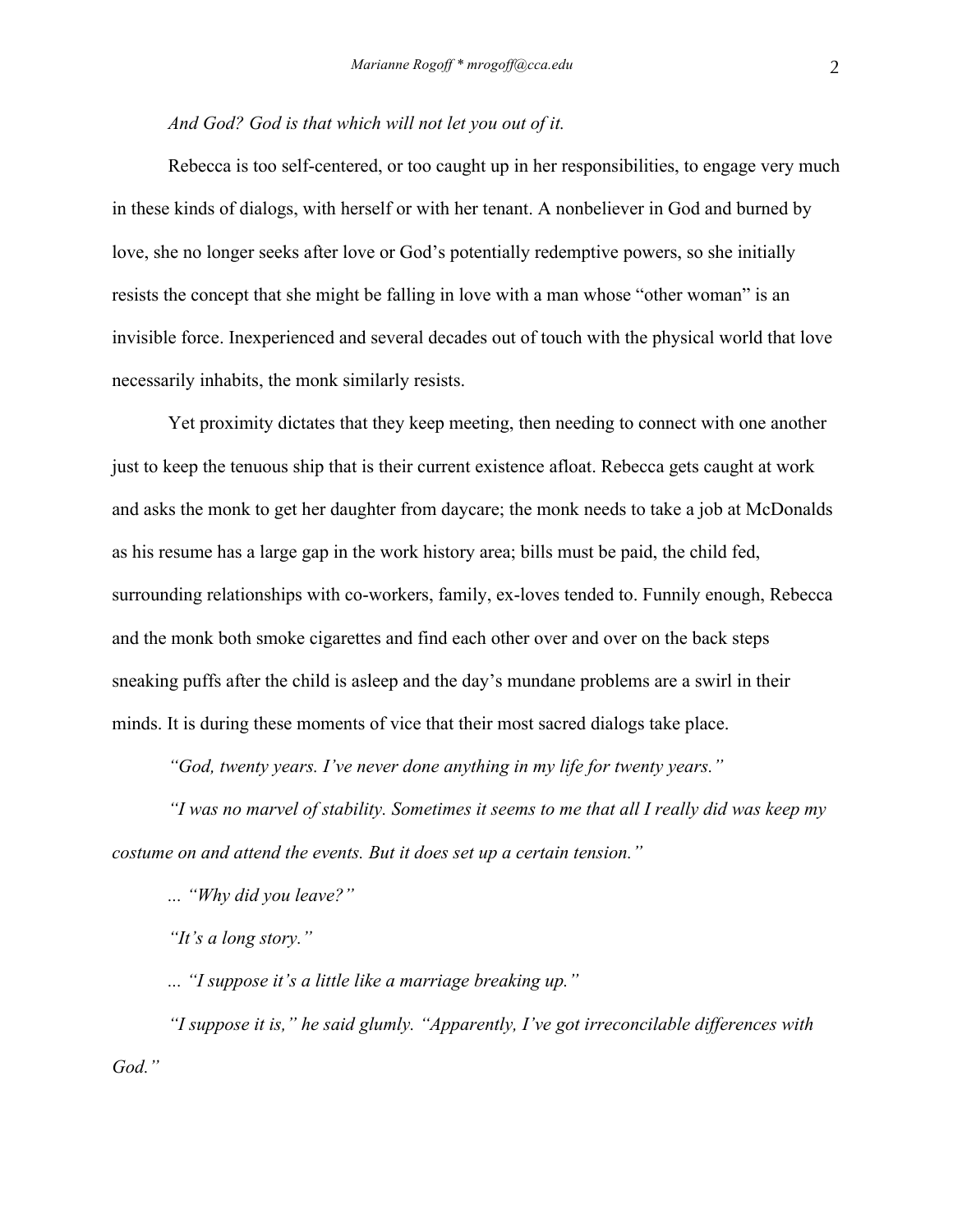*And God? God is that which will not let you out of it.*

Rebecca is too self-centered, or too caught up in her responsibilities, to engage very much in these kinds of dialogs, with herself or with her tenant. A nonbeliever in God and burned by love, she no longer seeks after love or God's potentially redemptive powers, so she initially resists the concept that she might be falling in love with a man whose "other woman" is an invisible force. Inexperienced and several decades out of touch with the physical world that love necessarily inhabits, the monk similarly resists.

Yet proximity dictates that they keep meeting, then needing to connect with one another just to keep the tenuous ship that is their current existence afloat. Rebecca gets caught at work and asks the monk to get her daughter from daycare; the monk needs to take a job at McDonalds as his resume has a large gap in the work history area; bills must be paid, the child fed, surrounding relationships with co-workers, family, ex-loves tended to. Funnily enough, Rebecca and the monk both smoke cigarettes and find each other over and over on the back steps sneaking puffs after the child is asleep and the day's mundane problems are a swirl in their minds. It is during these moments of vice that their most sacred dialogs take place.

*"God, twenty years. I've never done anything in my life for twenty years."*

*"I was no marvel of stability. Sometimes it seems to me that all I really did was keep my costume on and attend the events. But it does set up a certain tension."*

*... "Why did you leave?"*

*"It's a long story."*

*... "I suppose it's a little like a marriage breaking up."*

*"I suppose it is," he said glumly. "Apparently, I've got irreconcilable differences with God."*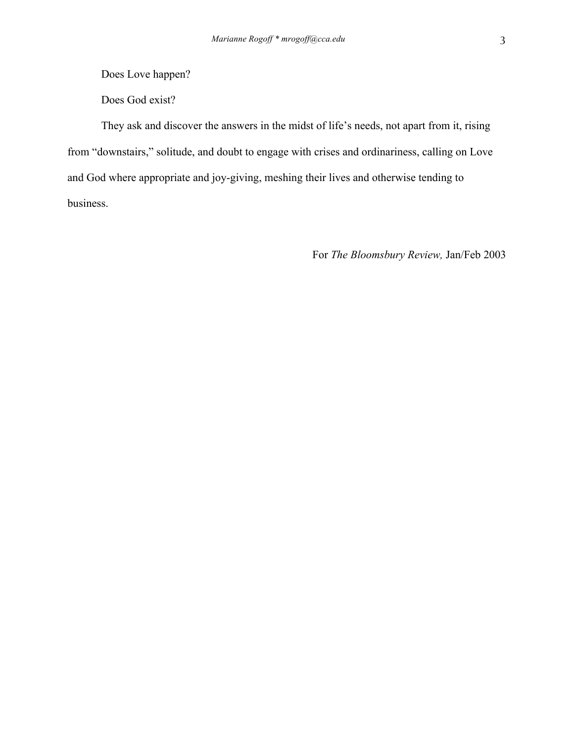Does Love happen?

Does God exist?

They ask and discover the answers in the midst of life's needs, not apart from it, rising from "downstairs," solitude, and doubt to engage with crises and ordinariness, calling on Love and God where appropriate and joy-giving, meshing their lives and otherwise tending to business.

For *The Bloomsbury Review,* Jan/Feb 2003